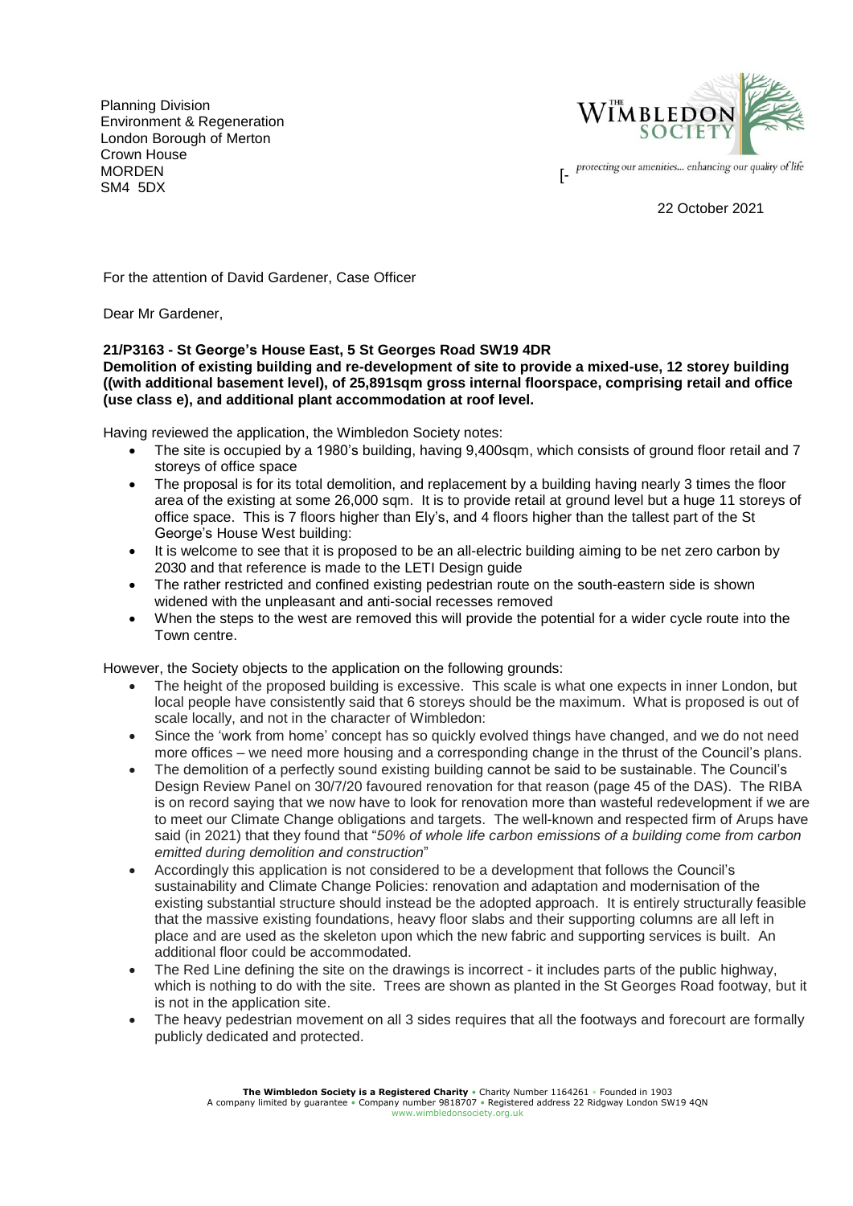Planning Division
Environment & Regeneration
London Borough of Merton
Crown House
MORDEN
SM4 5DX

THE WIMBLEDON SOCIETY

protecting our amenities... enhancing our quality of life

22 October 2021

For the attention of David Gardener, Case Officer

Dear Mr Gardener,

**21/P3163 - St George's House East, 5 St Georges Road SW19 4DR**
**Demolition of existing building and re-development of site to provide a mixed-use, 12 storey building ((with additional basement level), of 25,891sqm gross internal floorspace, comprising retail and office (use class e), and additional plant accommodation at roof level.**

Having reviewed the application, the Wimbledon Society notes:

- The site is occupied by a 1980's building, having 9,400sqm, which consists of ground floor retail and 7 storeys of office space
- The proposal is for its total demolition, and replacement by a building having nearly 3 times the floor area of the existing at some 26,000 sqm. It is to provide retail at ground level but a huge 11 storeys of office space. This is 7 floors higher than Ely's, and 4 floors higher than the tallest part of the St George's House West building:
- It is welcome to see that it is proposed to be an all-electric building aiming to be net zero carbon by 2030 and that reference is made to the LETI Design guide
- The rather restricted and confined existing pedestrian route on the south-eastern side is shown widened with the unpleasant and anti-social recesses removed
- When the steps to the west are removed this will provide the potential for a wider cycle route into the Town centre.

However, the Society objects to the application on the following grounds:

- The height of the proposed building is excessive. This scale is what one expects in inner London, but local people have consistently said that 6 storeys should be the maximum. What is proposed is out of scale locally, and not in the character of Wimbledon:
- Since the 'work from home' concept has so quickly evolved things have changed, and we do not need more offices – we need more housing and a corresponding change in the thrust of the Council's plans.
- The demolition of a perfectly sound existing building cannot be said to be sustainable. The Council's Design Review Panel on 30/7/20 favoured renovation for that reason (page 45 of the DAS). The RIBA is on record saying that we now have to look for renovation more than wasteful redevelopment if we are to meet our Climate Change obligations and targets. The well-known and respected firm of Arups have said (in 2021) that they found that "*50% of whole life carbon emissions of a building come from carbon emitted during demolition and construction*"
- Accordingly this application is not considered to be a development that follows the Council's sustainability and Climate Change Policies: renovation and adaptation and modernisation of the existing substantial structure should instead be the adopted approach. It is entirely structurally feasible that the massive existing foundations, heavy floor slabs and their supporting columns are all left in place and are used as the skeleton upon which the new fabric and supporting services is built. An additional floor could be accommodated.
- The Red Line defining the site on the drawings is incorrect - it includes parts of the public highway, which is nothing to do with the site. Trees are shown as planted in the St Georges Road footway, but it is not in the application site.
- The heavy pedestrian movement on all 3 sides requires that all the footways and forecourt are formally publicly dedicated and protected.

**The Wimbledon Society is a Registered Charity** • Charity Number 1164261 • Founded in 1903
A company limited by guarantee • Company number 9818707 • Registered address 22 Ridgway London SW19 4QN
www.wimbledonsociety.org.uk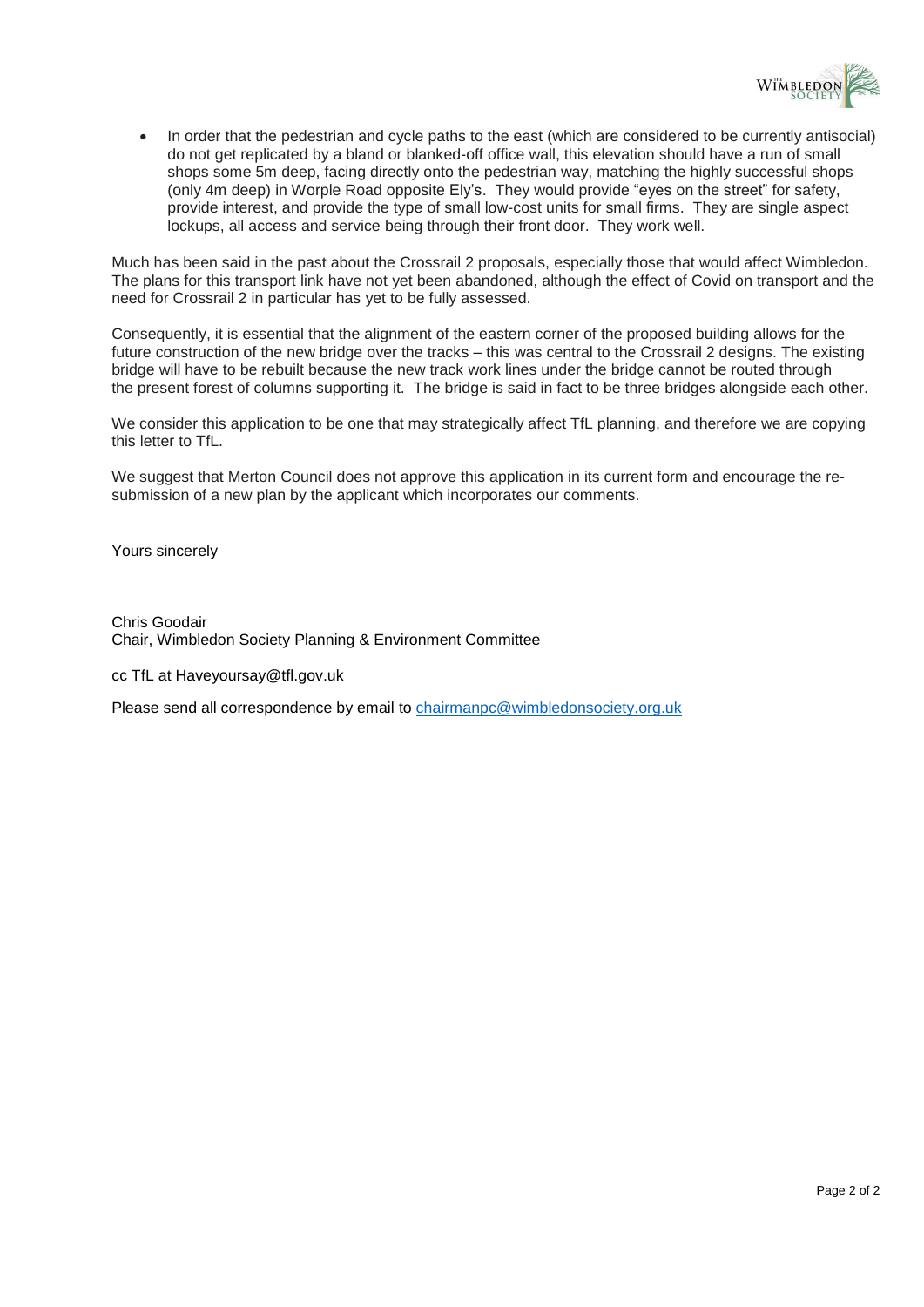- In order that the pedestrian and cycle paths to the east (which are considered to be currently antisocial) do not get replicated by a bland or blanked-off office wall, this elevation should have a run of small shops some 5m deep, facing directly onto the pedestrian way, matching the highly successful shops (only 4m deep) in Worple Road opposite Ely's. They would provide "eyes on the street" for safety, provide interest, and provide the type of small low-cost units for small firms. They are single aspect lockups, all access and service being through their front door. They work well.

Much has been said in the past about the Crossrail 2 proposals, especially those that would affect Wimbledon. The plans for this transport link have not yet been abandoned, although the effect of Covid on transport and the need for Crossrail 2 in particular has yet to be fully assessed.

Consequently, it is essential that the alignment of the eastern corner of the proposed building allows for the future construction of the new bridge over the tracks – this was central to the Crossrail 2 designs. The existing bridge will have to be rebuilt because the new track work lines under the bridge cannot be routed through the present forest of columns supporting it. The bridge is said in fact to be three bridges alongside each other.

We consider this application to be one that may strategically affect TfL planning, and therefore we are copying this letter to TfL.

We suggest that Merton Council does not approve this application in its current form and encourage the re-submission of a new plan by the applicant which incorporates our comments.

Yours sincerely

Chris Goodair
Chair, Wimbledon Society Planning & Environment Committee

cc TfL at Haveyoursay@tfl.gov.uk

Please send all correspondence by email to chairmanpc@wimbledonsociety.org.uk